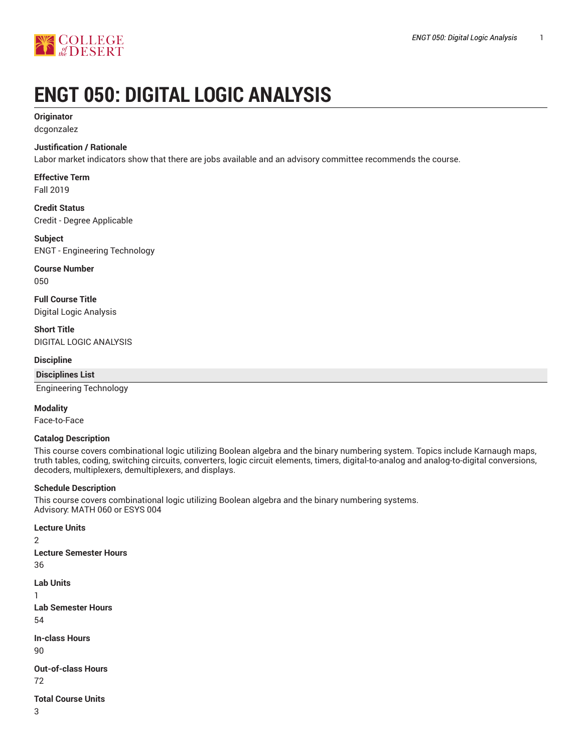# ENGT 050: DIGITAL LOGIC ANALYSIS

**Originator**

dcgonzalez

**Justification / Rationale**

Labor market indicators show that there are jobs available and an advisory committee recommends the course.

**Effective Term**

Fall 2019

**Credit Status**

Credit - Degree Applicable

**Subject**

ENGT - Engineering Technology

**Course Number**

050

**Full Course Title**

Digital Logic Analysis

**Short Title**

DIGITAL LOGIC ANALYSIS

**Discipline**

| Disciplines List |
| --- |
| Engineering Technology |

**Modality**

Face-to-Face

**Catalog Description**

This course covers combinational logic utilizing Boolean algebra and the binary numbering system. Topics include Karnaugh maps, truth tables, coding, switching circuits, converters, logic circuit elements, timers, digital-to-analog and analog-to-digital conversions, decoders, multiplexers, demultiplexers, and displays.

**Schedule Description**

This course covers combinational logic utilizing Boolean algebra and the binary numbering systems.
Advisory: MATH 060 or ESYS 004

**Lecture Units**

2

**Lecture Semester Hours**

36

**Lab Units**

1

**Lab Semester Hours**

54

**In-class Hours**

90

**Out-of-class Hours**

72

**Total Course Units**

3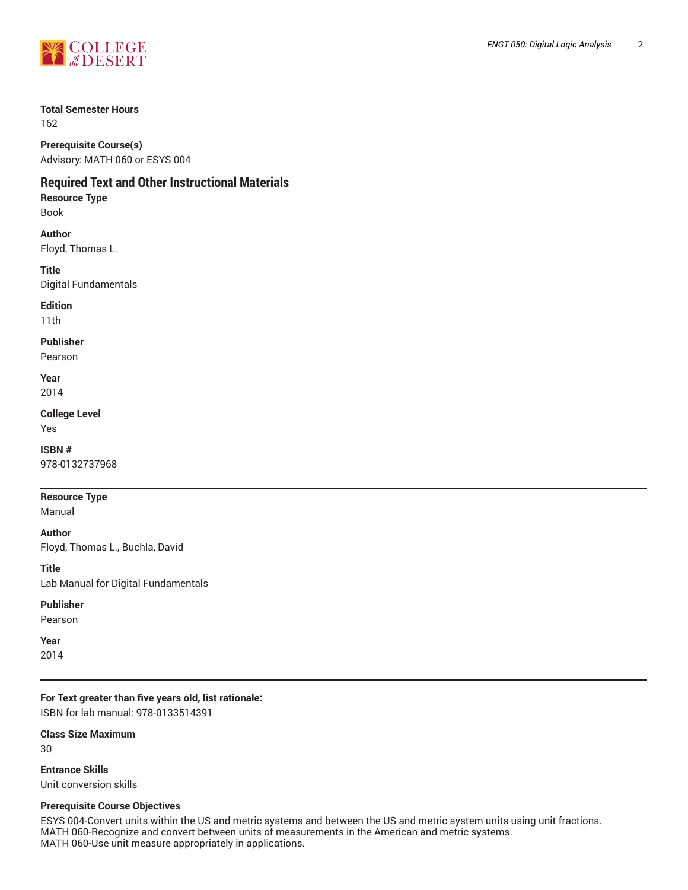**Total Semester Hours**
162

**Prerequisite Course(s)**
Advisory: MATH 060 or ESYS 004

## Required Text and Other Instructional Materials

**Resource Type**
Book

**Author**
Floyd, Thomas L.

**Title**
Digital Fundamentals

**Edition**
11th

**Publisher**
Pearson

**Year**
2014

**College Level**
Yes

**ISBN #**
978-0132737968

---

**Resource Type**
Manual

**Author**
Floyd, Thomas L., Buchla, David

**Title**
Lab Manual for Digital Fundamentals

**Publisher**
Pearson

**Year**
2014

---

**For Text greater than five years old, list rationale:**
ISBN for lab manual: 978-0133514391

**Class Size Maximum**
30

**Entrance Skills**
Unit conversion skills

**Prerequisite Course Objectives**
ESYS 004-Convert units within the US and metric systems and between the US and metric system units using unit fractions.
MATH 060-Recognize and convert between units of measurements in the American and metric systems.
MATH 060-Use unit measure appropriately in applications.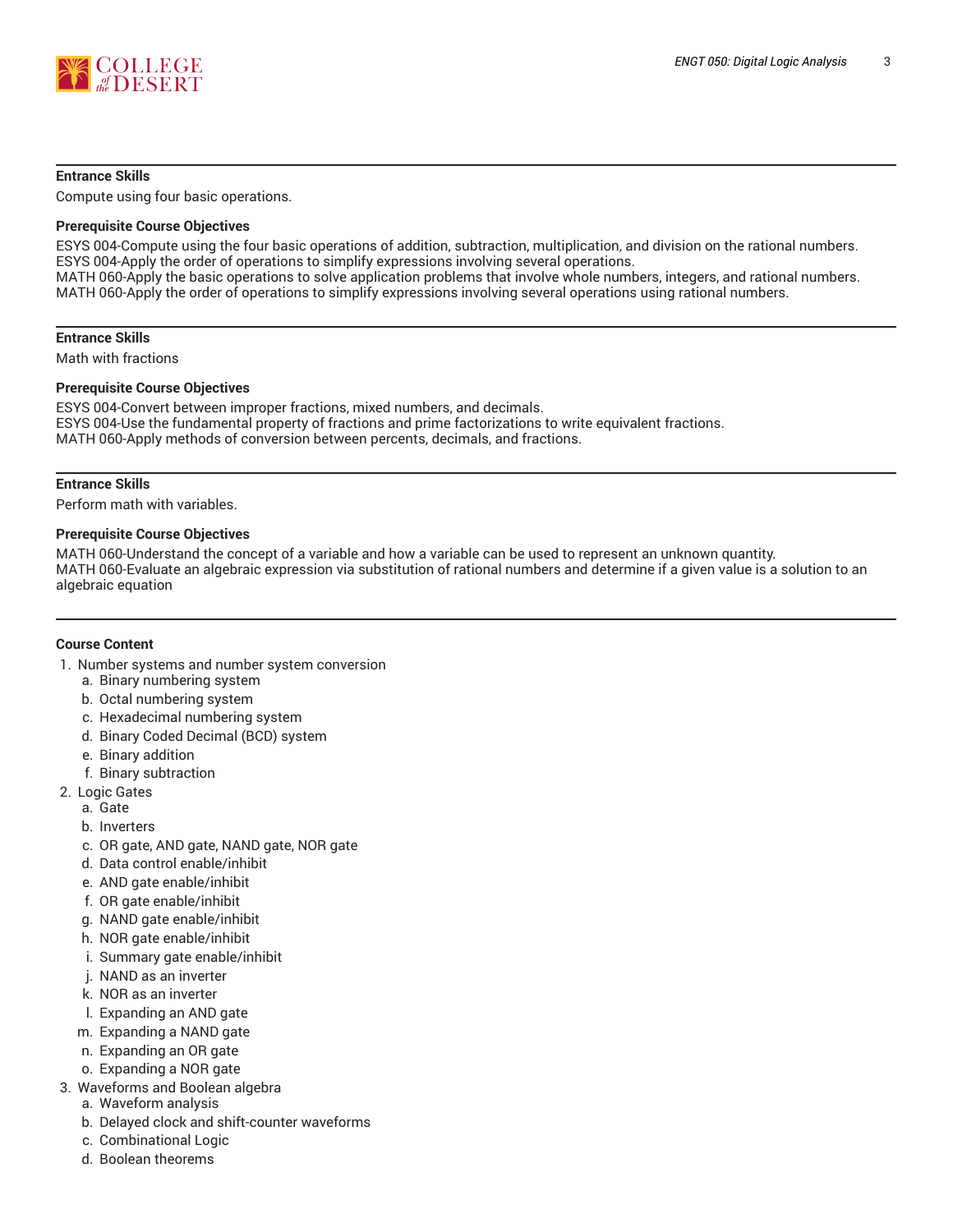**Entrance Skills**

Compute using four basic operations.

**Prerequisite Course Objectives**

ESYS 004-Compute using the four basic operations of addition, subtraction, multiplication, and division on the rational numbers.
ESYS 004-Apply the order of operations to simplify expressions involving several operations.
MATH 060-Apply the basic operations to solve application problems that involve whole numbers, integers, and rational numbers.
MATH 060-Apply the order of operations to simplify expressions involving several operations using rational numbers.

---

**Entrance Skills**

Math with fractions

**Prerequisite Course Objectives**

ESYS 004-Convert between improper fractions, mixed numbers, and decimals.
ESYS 004-Use the fundamental property of fractions and prime factorizations to write equivalent fractions.
MATH 060-Apply methods of conversion between percents, decimals, and fractions.

---

**Entrance Skills**

Perform math with variables.

**Prerequisite Course Objectives**

MATH 060-Understand the concept of a variable and how a variable can be used to represent an unknown quantity.
MATH 060-Evaluate an algebraic expression via substitution of rational numbers and determine if a given value is a solution to an algebraic equation

---

**Course Content**

1. Number systems and number system conversion
   a. Binary numbering system
   b. Octal numbering system
   c. Hexadecimal numbering system
   d. Binary Coded Decimal (BCD) system
   e. Binary addition
   f. Binary subtraction
2. Logic Gates
   a. Gate
   b. Inverters
   c. OR gate, AND gate, NAND gate, NOR gate
   d. Data control enable/inhibit
   e. AND gate enable/inhibit
   f. OR gate enable/inhibit
   g. NAND gate enable/inhibit
   h. NOR gate enable/inhibit
   i. Summary gate enable/inhibit
   j. NAND as an inverter
   k. NOR as an inverter
   l. Expanding an AND gate
   m. Expanding a NAND gate
   n. Expanding an OR gate
   o. Expanding a NOR gate
3. Waveforms and Boolean algebra
   a. Waveform analysis
   b. Delayed clock and shift-counter waveforms
   c. Combinational Logic
   d. Boolean theorems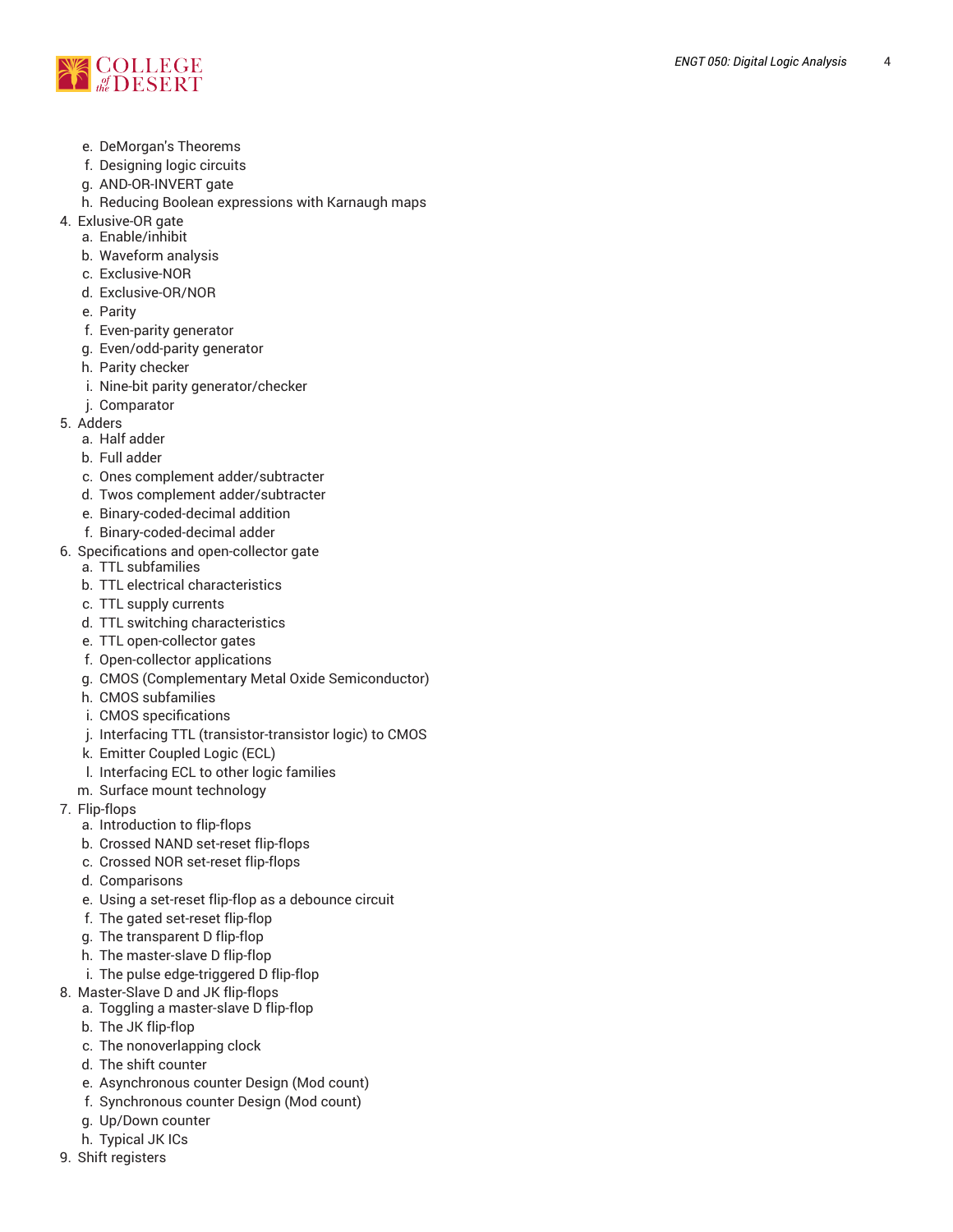e. DeMorgan's Theorems
    f. Designing logic circuits
    g. AND-OR-INVERT gate
    h. Reducing Boolean expressions with Karnaugh maps
4. Exlusive-OR gate
    a. Enable/inhibit
    b. Waveform analysis
    c. Exclusive-NOR
    d. Exclusive-OR/NOR
    e. Parity
    f. Even-parity generator
    g. Even/odd-parity generator
    h. Parity checker
    i. Nine-bit parity generator/checker
    j. Comparator
5. Adders
    a. Half adder
    b. Full adder
    c. Ones complement adder/subtracter
    d. Twos complement adder/subtracter
    e. Binary-coded-decimal addition
    f. Binary-coded-decimal adder
6. Specifications and open-collector gate
    a. TTL subfamilies
    b. TTL electrical characteristics
    c. TTL supply currents
    d. TTL switching characteristics
    e. TTL open-collector gates
    f. Open-collector applications
    g. CMOS (Complementary Metal Oxide Semiconductor)
    h. CMOS subfamilies
    i. CMOS specifications
    j. Interfacing TTL (transistor-transistor logic) to CMOS
    k. Emitter Coupled Logic (ECL)
    l. Interfacing ECL to other logic families
    m. Surface mount technology
7. Flip-flops
    a. Introduction to flip-flops
    b. Crossed NAND set-reset flip-flops
    c. Crossed NOR set-reset flip-flops
    d. Comparisons
    e. Using a set-reset flip-flop as a debounce circuit
    f. The gated set-reset flip-flop
    g. The transparent D flip-flop
    h. The master-slave D flip-flop
    i. The pulse edge-triggered D flip-flop
8. Master-Slave D and JK flip-flops
    a. Toggling a master-slave D flip-flop
    b. The JK flip-flop
    c. The nonoverlapping clock
    d. The shift counter
    e. Asynchronous counter Design (Mod count)
    f. Synchronous counter Design (Mod count)
    g. Up/Down counter
    h. Typical JK ICs
9. Shift registers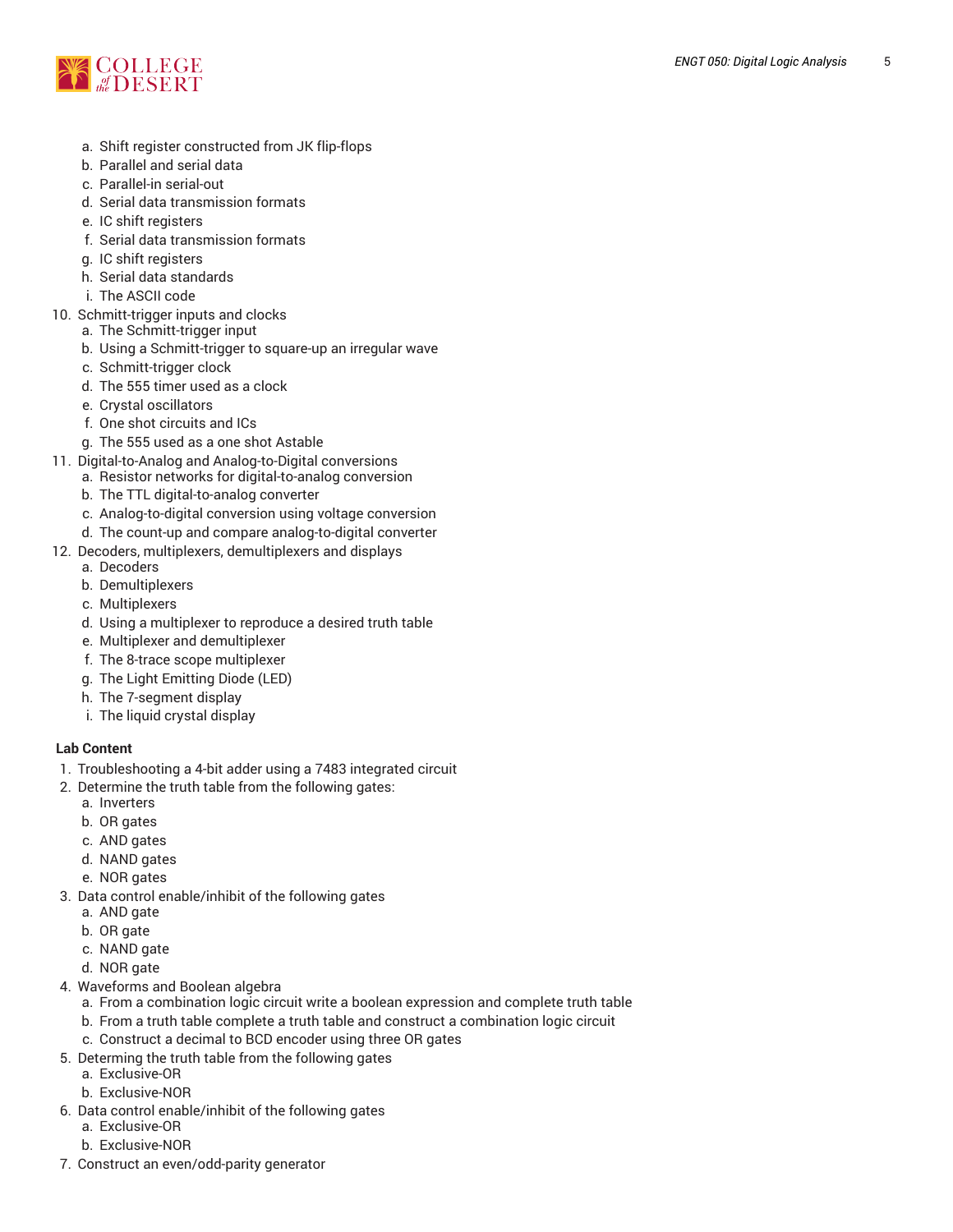a. Shift register constructed from JK flip-flops
   b. Parallel and serial data
   c. Parallel-in serial-out
   d. Serial data transmission formats
   e. IC shift registers
   f. Serial data transmission formats
   g. IC shift registers
   h. Serial data standards
   i. The ASCII code
10. Schmitt-trigger inputs and clocks
    a. The Schmitt-trigger input
    b. Using a Schmitt-trigger to square-up an irregular wave
    c. Schmitt-trigger clock
    d. The 555 timer used as a clock
    e. Crystal oscillators
    f. One shot circuits and ICs
    g. The 555 used as a one shot Astable
11. Digital-to-Analog and Analog-to-Digital conversions
    a. Resistor networks for digital-to-analog conversion
    b. The TTL digital-to-analog converter
    c. Analog-to-digital conversion using voltage conversion
    d. The count-up and compare analog-to-digital converter
12. Decoders, multiplexers, demultiplexers and displays
    a. Decoders
    b. Demultiplexers
    c. Multiplexers
    d. Using a multiplexer to reproduce a desired truth table
    e. Multiplexer and demultiplexer
    f. The 8-trace scope multiplexer
    g. The Light Emitting Diode (LED)
    h. The 7-segment display
    i. The liquid crystal display

**Lab Content**

1. Troubleshooting a 4-bit adder using a 7483 integrated circuit
2. Determine the truth table from the following gates:
   a. Inverters
   b. OR gates
   c. AND gates
   d. NAND gates
   e. NOR gates
3. Data control enable/inhibit of the following gates
   a. AND gate
   b. OR gate
   c. NAND gate
   d. NOR gate
4. Waveforms and Boolean algebra
   a. From a combination logic circuit write a boolean expression and complete truth table
   b. From a truth table complete a truth table and construct a combination logic circuit
   c. Construct a decimal to BCD encoder using three OR gates
5. Determing the truth table from the following gates
   a. Exclusive-OR
   b. Exclusive-NOR
6. Data control enable/inhibit of the following gates
   a. Exclusive-OR
   b. Exclusive-NOR
7. Construct an even/odd-parity generator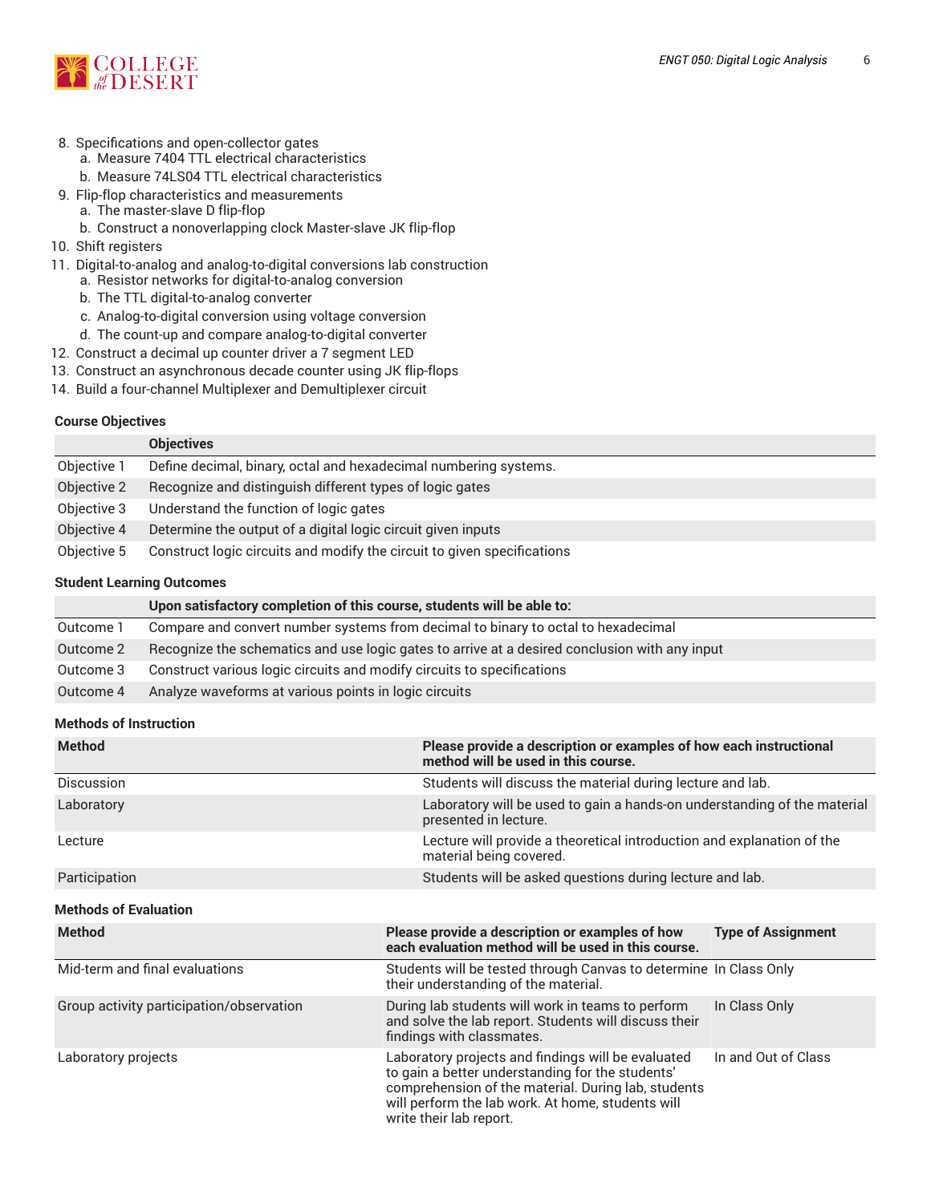8. Specifications and open-collector gates
    a. Measure 7404 TTL electrical characteristics
    b. Measure 74LS04 TTL electrical characteristics
9. Flip-flop characteristics and measurements
    a. The master-slave D flip-flop
    b. Construct a nonoverlapping clock Master-slave JK flip-flop
10. Shift registers
11. Digital-to-analog and analog-to-digital conversions lab construction
    a. Resistor networks for digital-to-analog conversion
    b. The TTL digital-to-analog converter
    c. Analog-to-digital conversion using voltage conversion
    d. The count-up and compare analog-to-digital converter
12. Construct a decimal up counter driver a 7 segment LED
13. Construct an asynchronous decade counter using JK flip-flops
14. Build a four-channel Multiplexer and Demultiplexer circuit

### Course Objectives

| | Objectives |
|---|---|
| Objective 1 | Define decimal, binary, octal and hexadecimal numbering systems. |
| Objective 2 | Recognize and distinguish different types of logic gates |
| Objective 3 | Understand the function of logic gates |
| Objective 4 | Determine the output of a digital logic circuit given inputs |
| Objective 5 | Construct logic circuits and modify the circuit to given specifications |

### Student Learning Outcomes

| | Upon satisfactory completion of this course, students will be able to: |
|---|---|
| Outcome 1 | Compare and convert number systems from decimal to binary to octal to hexadecimal |
| Outcome 2 | Recognize the schematics and use logic gates to arrive at a desired conclusion with any input |
| Outcome 3 | Construct various logic circuits and modify circuits to specifications |
| Outcome 4 | Analyze waveforms at various points in logic circuits |

### Methods of Instruction

| Method | Please provide a description or examples of how each instructional method will be used in this course. |
|---|---|
| Discussion | Students will discuss the material during lecture and lab. |
| Laboratory | Laboratory will be used to gain a hands-on understanding of the material presented in lecture. |
| Lecture | Lecture will provide a theoretical introduction and explanation of the material being covered. |
| Participation | Students will be asked questions during lecture and lab. |

### Methods of Evaluation

| Method | Please provide a description or examples of how each evaluation method will be used in this course. | Type of Assignment |
|---|---|---|
| Mid-term and final evaluations | Students will be tested through Canvas to determine their understanding of the material. | In Class Only |
| Group activity participation/observation | During lab students will work in teams to perform and solve the lab report. Students will discuss their findings with classmates. | In Class Only |
| Laboratory projects | Laboratory projects and findings will be evaluated to gain a better understanding for the students' comprehension of the material. During lab, students will perform the lab work. At home, students will write their lab report. | In and Out of Class |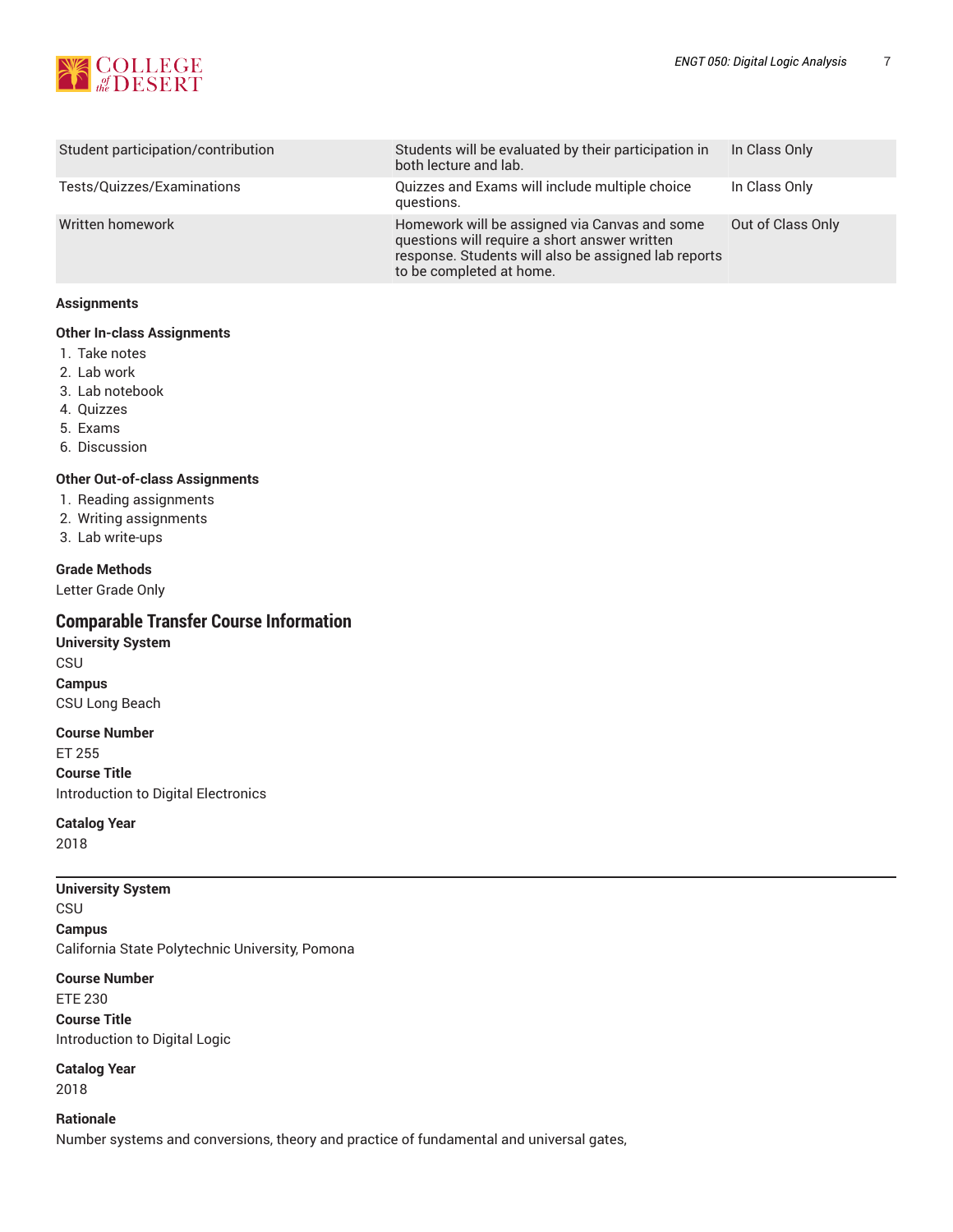| | | |
|---|---|---|
| Student participation/contribution | Students will be evaluated by their participation in both lecture and lab. | In Class Only |
| Tests/Quizzes/Examinations | Quizzes and Exams will include multiple choice questions. | In Class Only |
| Written homework | Homework will be assigned via Canvas and some questions will require a short answer written response. Students will also be assigned lab reports to be completed at home. | Out of Class Only |

**Assignments**

**Other In-class Assignments**

1. Take notes
2. Lab work
3. Lab notebook
4. Quizzes
5. Exams
6. Discussion

**Other Out-of-class Assignments**

1. Reading assignments
2. Writing assignments
3. Lab write-ups

**Grade Methods**

Letter Grade Only

## Comparable Transfer Course Information

**University System**

CSU

**Campus**

CSU Long Beach

**Course Number**

ET 255

**Course Title**

Introduction to Digital Electronics

**Catalog Year**

2018

---

**University System**

CSU

**Campus**

California State Polytechnic University, Pomona

**Course Number**

ETE 230

**Course Title**

Introduction to Digital Logic

**Catalog Year**

2018

**Rationale**

Number systems and conversions, theory and practice of fundamental and universal gates,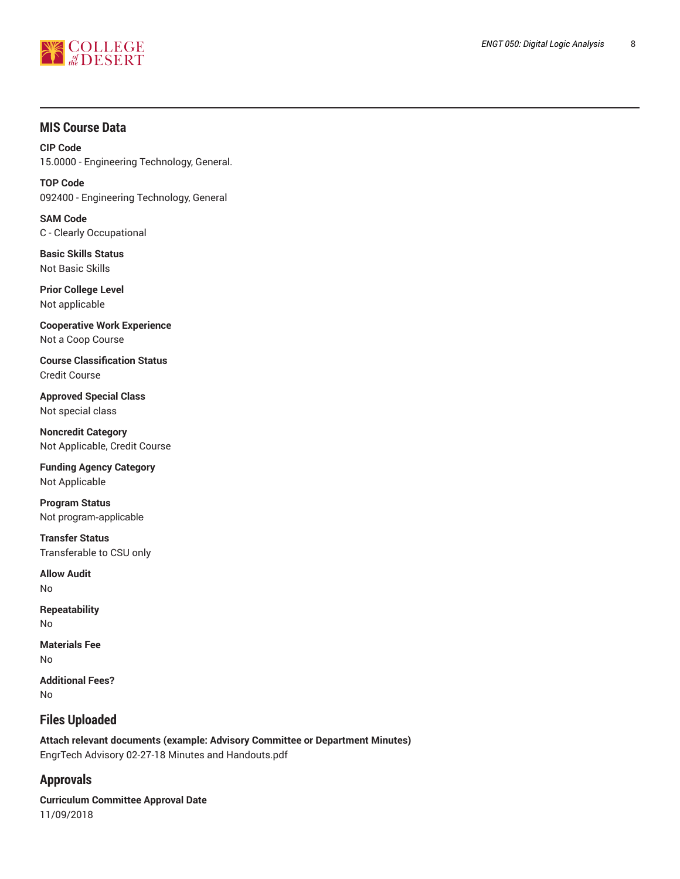## MIS Course Data

**CIP Code**
15.0000 - Engineering Technology, General.

**TOP Code**
092400 - Engineering Technology, General

**SAM Code**
C - Clearly Occupational

**Basic Skills Status**
Not Basic Skills

**Prior College Level**
Not applicable

**Cooperative Work Experience**
Not a Coop Course

**Course Classification Status**
Credit Course

**Approved Special Class**
Not special class

**Noncredit Category**
Not Applicable, Credit Course

**Funding Agency Category**
Not Applicable

**Program Status**
Not program-applicable

**Transfer Status**
Transferable to CSU only

**Allow Audit**
No

**Repeatability**
No

**Materials Fee**
No

**Additional Fees?**
No

## Files Uploaded

**Attach relevant documents (example: Advisory Committee or Department Minutes)**
EngrTech Advisory 02-27-18 Minutes and Handouts.pdf

## Approvals

**Curriculum Committee Approval Date**
11/09/2018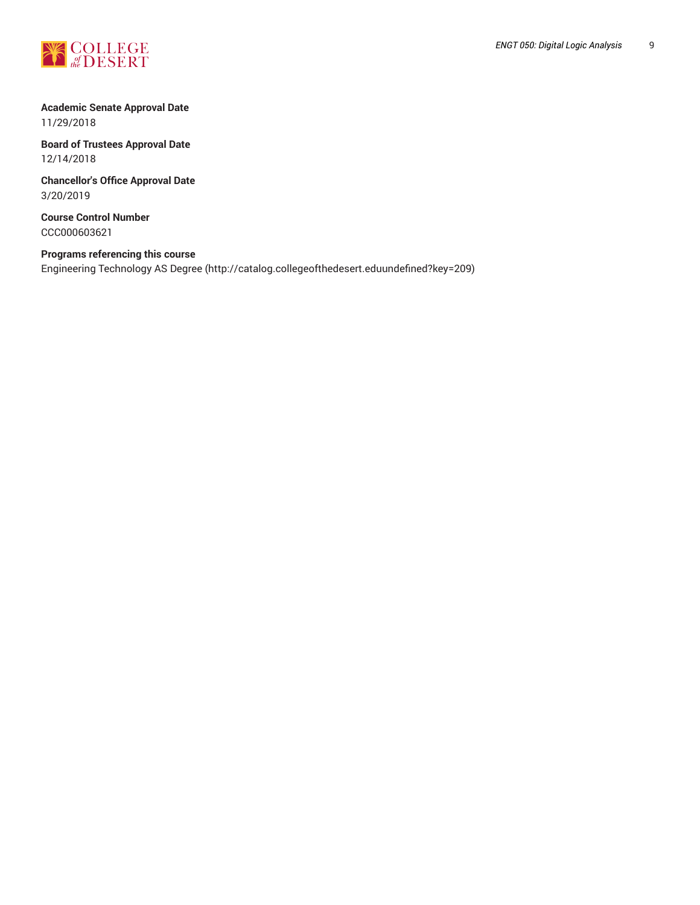**Academic Senate Approval Date**
11/29/2018

**Board of Trustees Approval Date**
12/14/2018

**Chancellor's Office Approval Date**
3/20/2019

**Course Control Number**
CCC000603621

**Programs referencing this course**
Engineering Technology AS Degree (http://catalog.collegeofthedesert.eduundefined?key=209)